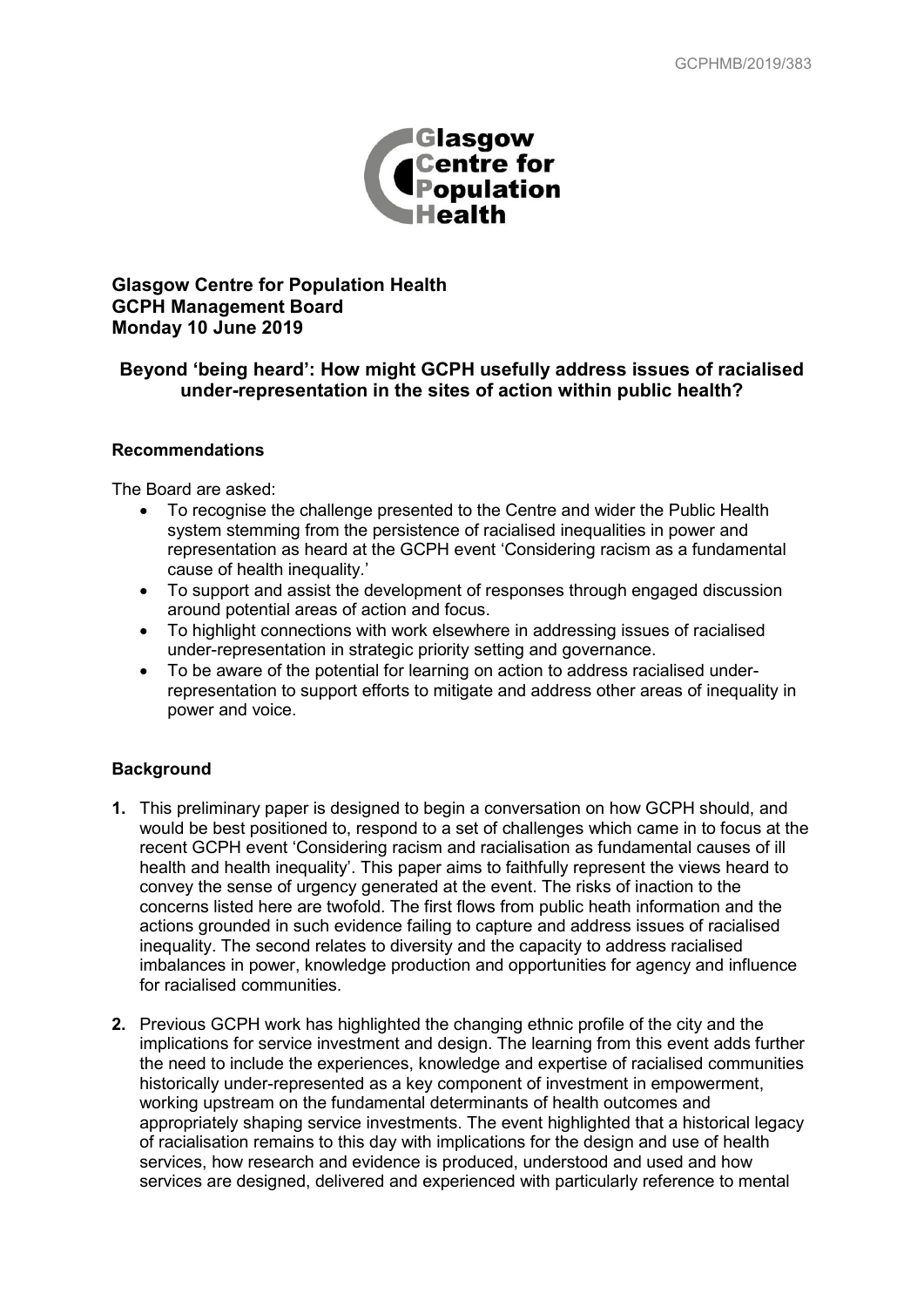GCPHMB/2019/383

**Glasgow Centre for Population Health**
**GCPH Management Board**
**Monday 10 June 2019**

## Beyond 'being heard': How might GCPH usefully address issues of racialised under-representation in the sites of action within public health?

### Recommendations

The Board are asked:

- To recognise the challenge presented to the Centre and wider the Public Health system stemming from the persistence of racialised inequalities in power and representation as heard at the GCPH event 'Considering racism as a fundamental cause of health inequality.'
- To support and assist the development of responses through engaged discussion around potential areas of action and focus.
- To highlight connections with work elsewhere in addressing issues of racialised under-representation in strategic priority setting and governance.
- To be aware of the potential for learning on action to address racialised under-representation to support efforts to mitigate and address other areas of inequality in power and voice.

### Background

**1.** This preliminary paper is designed to begin a conversation on how GCPH should, and would be best positioned to, respond to a set of challenges which came in to focus at the recent GCPH event 'Considering racism and racialisation as fundamental causes of ill health and health inequality'. This paper aims to faithfully represent the views heard to convey the sense of urgency generated at the event. The risks of inaction to the concerns listed here are twofold. The first flows from public heath information and the actions grounded in such evidence failing to capture and address issues of racialised inequality. The second relates to diversity and the capacity to address racialised imbalances in power, knowledge production and opportunities for agency and influence for racialised communities.

**2.** Previous GCPH work has highlighted the changing ethnic profile of the city and the implications for service investment and design. The learning from this event adds further the need to include the experiences, knowledge and expertise of racialised communities historically under-represented as a key component of investment in empowerment, working upstream on the fundamental determinants of health outcomes and appropriately shaping service investments. The event highlighted that a historical legacy of racialisation remains to this day with implications for the design and use of health services, how research and evidence is produced, understood and used and how services are designed, delivered and experienced with particularly reference to mental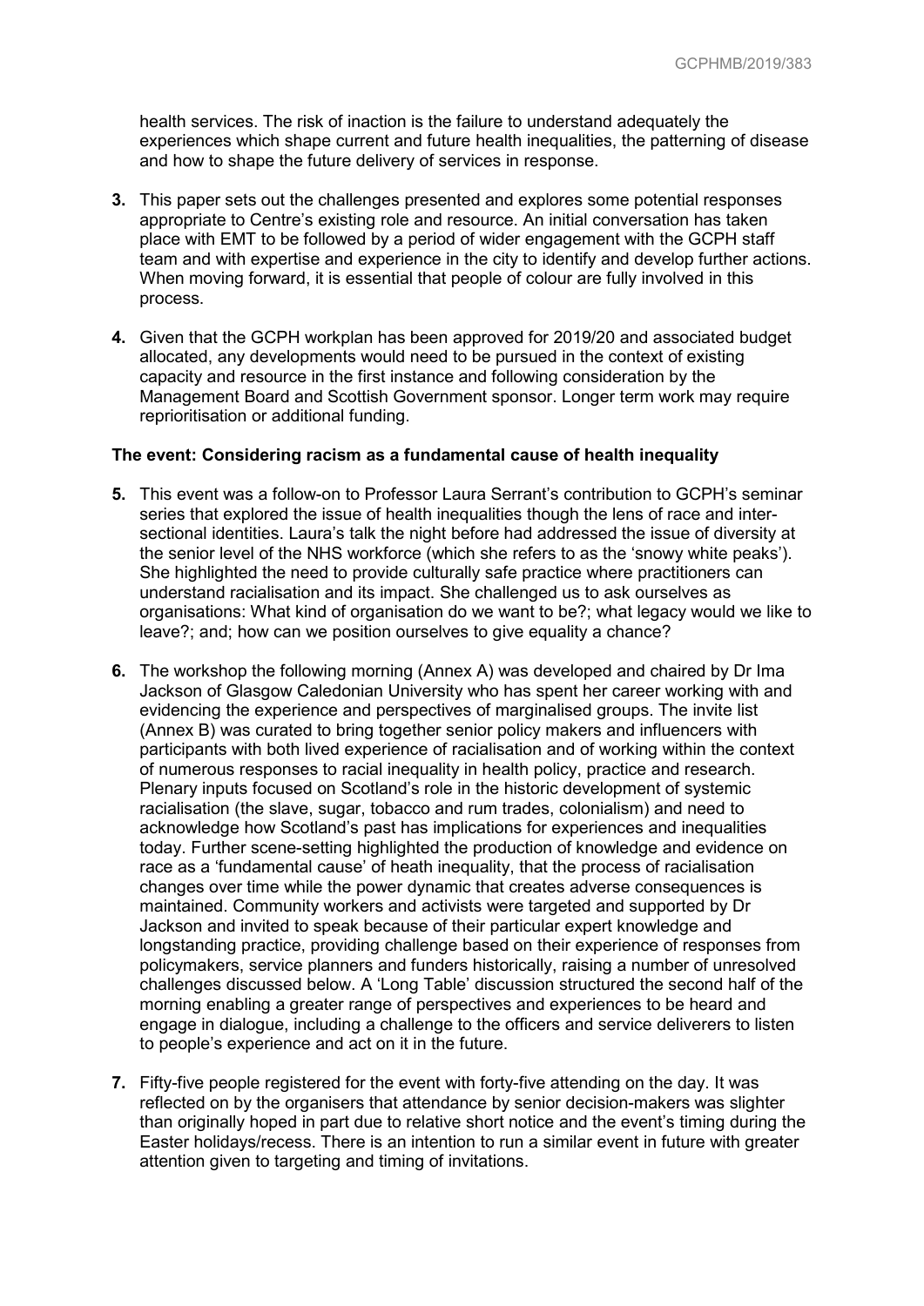health services. The risk of inaction is the failure to understand adequately the experiences which shape current and future health inequalities, the patterning of disease and how to shape the future delivery of services in response.

**3.** This paper sets out the challenges presented and explores some potential responses appropriate to Centre's existing role and resource. An initial conversation has taken place with EMT to be followed by a period of wider engagement with the GCPH staff team and with expertise and experience in the city to identify and develop further actions. When moving forward, it is essential that people of colour are fully involved in this process.

**4.** Given that the GCPH workplan has been approved for 2019/20 and associated budget allocated, any developments would need to be pursued in the context of existing capacity and resource in the first instance and following consideration by the Management Board and Scottish Government sponsor. Longer term work may require reprioritisation or additional funding.

**The event: Considering racism as a fundamental cause of health inequality**

**5.** This event was a follow-on to Professor Laura Serrant's contribution to GCPH's seminar series that explored the issue of health inequalities though the lens of race and inter-sectional identities. Laura's talk the night before had addressed the issue of diversity at the senior level of the NHS workforce (which she refers to as the 'snowy white peaks'). She highlighted the need to provide culturally safe practice where practitioners can understand racialisation and its impact. She challenged us to ask ourselves as organisations: What kind of organisation do we want to be?; what legacy would we like to leave?; and; how can we position ourselves to give equality a chance?

**6.** The workshop the following morning (Annex A) was developed and chaired by Dr Ima Jackson of Glasgow Caledonian University who has spent her career working with and evidencing the experience and perspectives of marginalised groups. The invite list (Annex B) was curated to bring together senior policy makers and influencers with participants with both lived experience of racialisation and of working within the context of numerous responses to racial inequality in health policy, practice and research. Plenary inputs focused on Scotland's role in the historic development of systemic racialisation (the slave, sugar, tobacco and rum trades, colonialism) and need to acknowledge how Scotland's past has implications for experiences and inequalities today. Further scene-setting highlighted the production of knowledge and evidence on race as a 'fundamental cause' of heath inequality, that the process of racialisation changes over time while the power dynamic that creates adverse consequences is maintained. Community workers and activists were targeted and supported by Dr Jackson and invited to speak because of their particular expert knowledge and longstanding practice, providing challenge based on their experience of responses from policymakers, service planners and funders historically, raising a number of unresolved challenges discussed below. A 'Long Table' discussion structured the second half of the morning enabling a greater range of perspectives and experiences to be heard and engage in dialogue, including a challenge to the officers and service deliverers to listen to people's experience and act on it in the future.

**7.** Fifty-five people registered for the event with forty-five attending on the day. It was reflected on by the organisers that attendance by senior decision-makers was slighter than originally hoped in part due to relative short notice and the event's timing during the Easter holidays/recess. There is an intention to run a similar event in future with greater attention given to targeting and timing of invitations.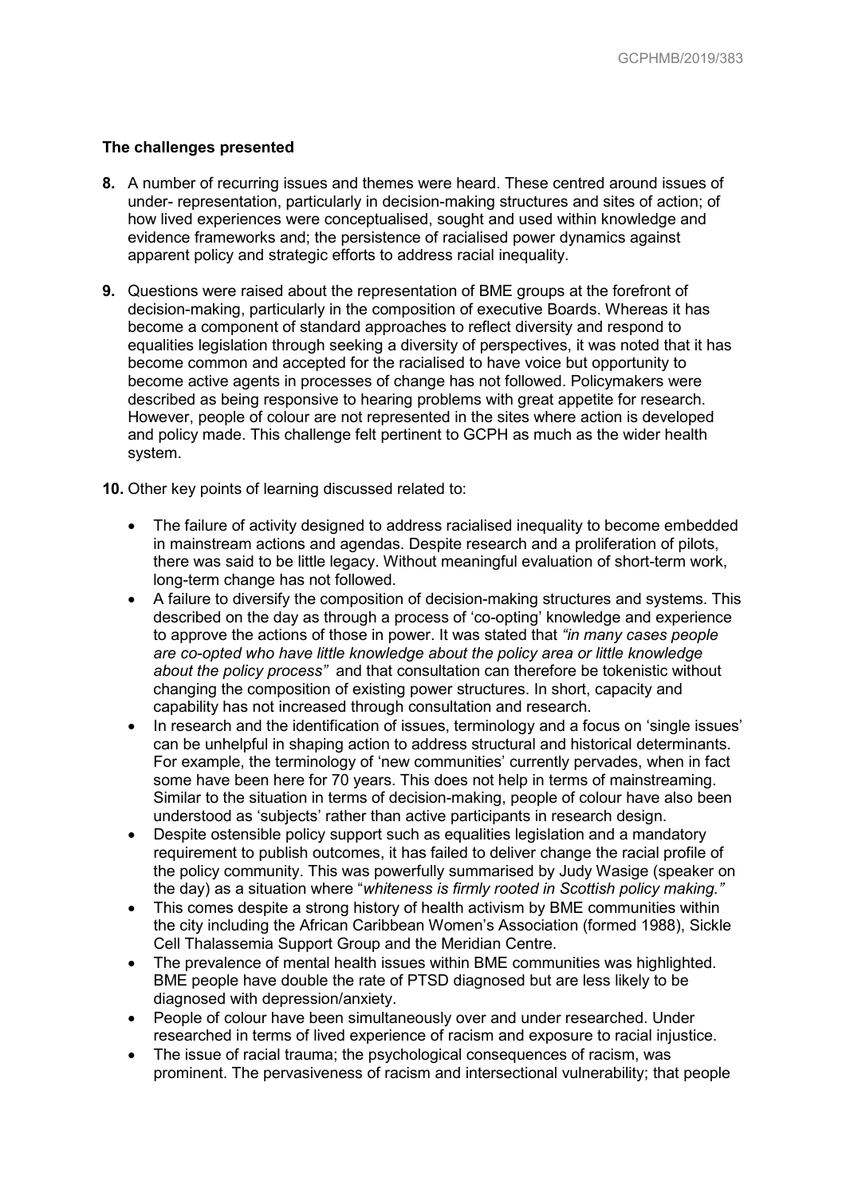**The challenges presented**

**8.** A number of recurring issues and themes were heard. These centred around issues of under- representation, particularly in decision-making structures and sites of action; of how lived experiences were conceptualised, sought and used within knowledge and evidence frameworks and; the persistence of racialised power dynamics against apparent policy and strategic efforts to address racial inequality.

**9.** Questions were raised about the representation of BME groups at the forefront of decision-making, particularly in the composition of executive Boards. Whereas it has become a component of standard approaches to reflect diversity and respond to equalities legislation through seeking a diversity of perspectives, it was noted that it has become common and accepted for the racialised to have voice but opportunity to become active agents in processes of change has not followed. Policymakers were described as being responsive to hearing problems with great appetite for research. However, people of colour are not represented in the sites where action is developed and policy made. This challenge felt pertinent to GCPH as much as the wider health system.

**10.** Other key points of learning discussed related to:

- The failure of activity designed to address racialised inequality to become embedded in mainstream actions and agendas. Despite research and a proliferation of pilots, there was said to be little legacy. Without meaningful evaluation of short-term work, long-term change has not followed.
- A failure to diversify the composition of decision-making structures and systems. This described on the day as through a process of 'co-opting' knowledge and experience to approve the actions of those in power. It was stated that *"in many cases people are co-opted who have little knowledge about the policy area or little knowledge about the policy process"* and that consultation can therefore be tokenistic without changing the composition of existing power structures. In short, capacity and capability has not increased through consultation and research.
- In research and the identification of issues, terminology and a focus on 'single issues' can be unhelpful in shaping action to address structural and historical determinants. For example, the terminology of 'new communities' currently pervades, when in fact some have been here for 70 years. This does not help in terms of mainstreaming. Similar to the situation in terms of decision-making, people of colour have also been understood as 'subjects' rather than active participants in research design.
- Despite ostensible policy support such as equalities legislation and a mandatory requirement to publish outcomes, it has failed to deliver change the racial profile of the policy community. This was powerfully summarised by Judy Wasige (speaker on the day) as a situation where "*whiteness is firmly rooted in Scottish policy making."*
- This comes despite a strong history of health activism by BME communities within the city including the African Caribbean Women's Association (formed 1988), Sickle Cell Thalassemia Support Group and the Meridian Centre.
- The prevalence of mental health issues within BME communities was highlighted. BME people have double the rate of PTSD diagnosed but are less likely to be diagnosed with depression/anxiety.
- People of colour have been simultaneously over and under researched. Under researched in terms of lived experience of racism and exposure to racial injustice.
- The issue of racial trauma; the psychological consequences of racism, was prominent. The pervasiveness of racism and intersectional vulnerability; that people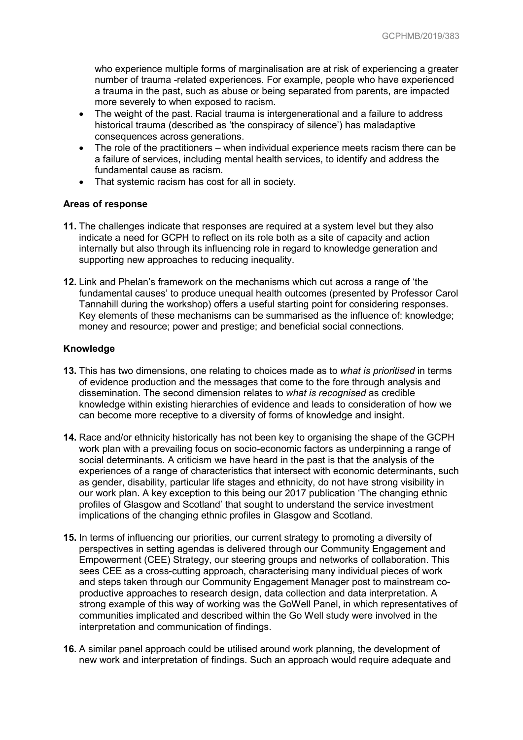who experience multiple forms of marginalisation are at risk of experiencing a greater number of trauma -related experiences. For example, people who have experienced a trauma in the past, such as abuse or being separated from parents, are impacted more severely to when exposed to racism.

- The weight of the past. Racial trauma is intergenerational and a failure to address historical trauma (described as 'the conspiracy of silence') has maladaptive consequences across generations.
- The role of the practitioners – when individual experience meets racism there can be a failure of services, including mental health services, to identify and address the fundamental cause as racism.
- That systemic racism has cost for all in society.

**Areas of response**

**11.** The challenges indicate that responses are required at a system level but they also indicate a need for GCPH to reflect on its role both as a site of capacity and action internally but also through its influencing role in regard to knowledge generation and supporting new approaches to reducing inequality.

**12.** Link and Phelan's framework on the mechanisms which cut across a range of 'the fundamental causes' to produce unequal health outcomes (presented by Professor Carol Tannahill during the workshop) offers a useful starting point for considering responses. Key elements of these mechanisms can be summarised as the influence of: knowledge; money and resource; power and prestige; and beneficial social connections.

**Knowledge**

**13.** This has two dimensions, one relating to choices made as to *what is prioritised* in terms of evidence production and the messages that come to the fore through analysis and dissemination. The second dimension relates to *what is recognised* as credible knowledge within existing hierarchies of evidence and leads to consideration of how we can become more receptive to a diversity of forms of knowledge and insight.

**14.** Race and/or ethnicity historically has not been key to organising the shape of the GCPH work plan with a prevailing focus on socio-economic factors as underpinning a range of social determinants. A criticism we have heard in the past is that the analysis of the experiences of a range of characteristics that intersect with economic determinants, such as gender, disability, particular life stages and ethnicity, do not have strong visibility in our work plan. A key exception to this being our 2017 publication 'The changing ethnic profiles of Glasgow and Scotland' that sought to understand the service investment implications of the changing ethnic profiles in Glasgow and Scotland.

**15.** In terms of influencing our priorities, our current strategy to promoting a diversity of perspectives in setting agendas is delivered through our Community Engagement and Empowerment (CEE) Strategy, our steering groups and networks of collaboration. This sees CEE as a cross-cutting approach, characterising many individual pieces of work and steps taken through our Community Engagement Manager post to mainstream co-productive approaches to research design, data collection and data interpretation. A strong example of this way of working was the GoWell Panel, in which representatives of communities implicated and described within the Go Well study were involved in the interpretation and communication of findings.

**16.** A similar panel approach could be utilised around work planning, the development of new work and interpretation of findings. Such an approach would require adequate and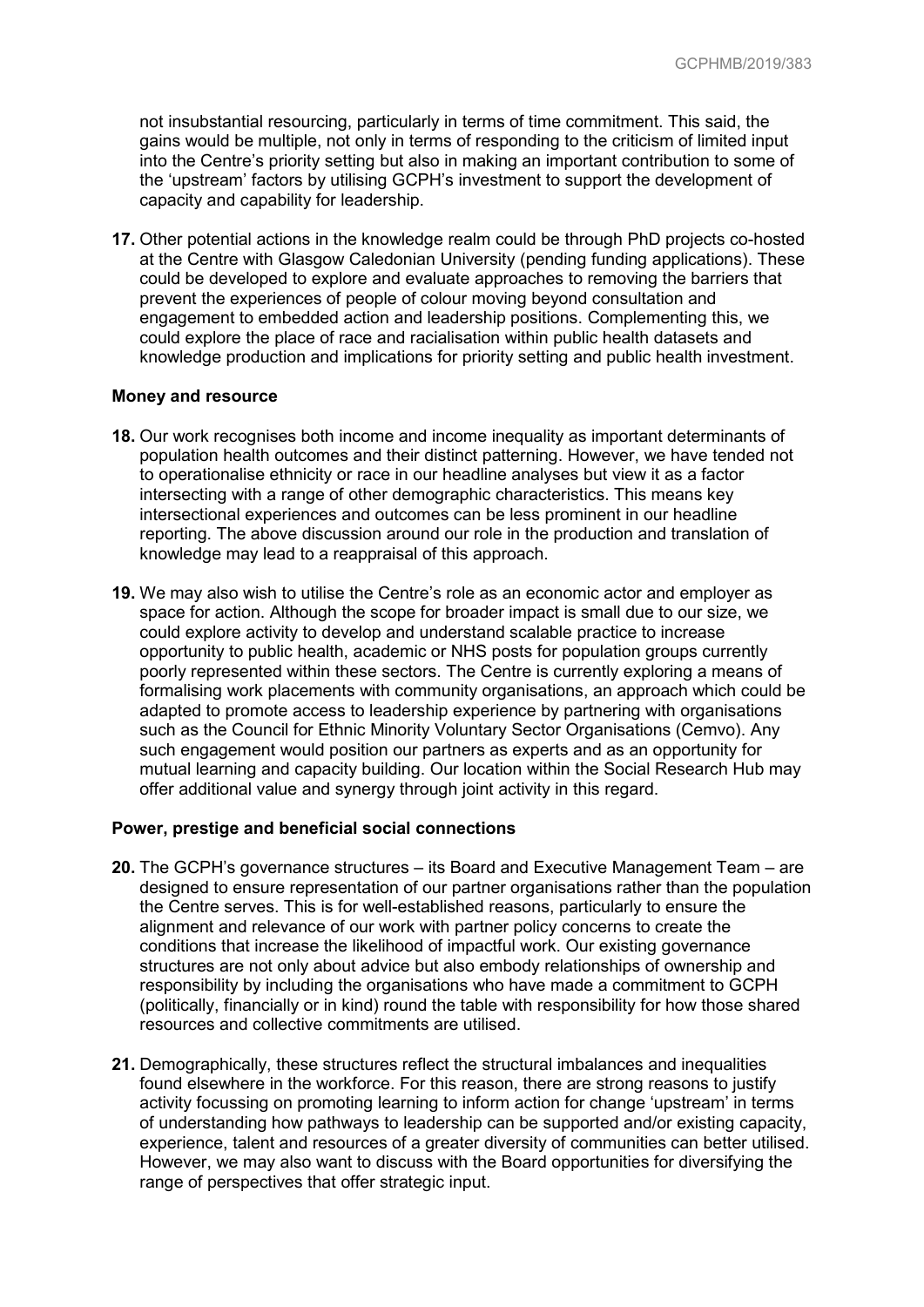not insubstantial resourcing, particularly in terms of time commitment. This said, the gains would be multiple, not only in terms of responding to the criticism of limited input into the Centre's priority setting but also in making an important contribution to some of the 'upstream' factors by utilising GCPH's investment to support the development of capacity and capability for leadership.

**17.** Other potential actions in the knowledge realm could be through PhD projects co-hosted at the Centre with Glasgow Caledonian University (pending funding applications). These could be developed to explore and evaluate approaches to removing the barriers that prevent the experiences of people of colour moving beyond consultation and engagement to embedded action and leadership positions. Complementing this, we could explore the place of race and racialisation within public health datasets and knowledge production and implications for priority setting and public health investment.

**Money and resource**

**18.** Our work recognises both income and income inequality as important determinants of population health outcomes and their distinct patterning. However, we have tended not to operationalise ethnicity or race in our headline analyses but view it as a factor intersecting with a range of other demographic characteristics. This means key intersectional experiences and outcomes can be less prominent in our headline reporting. The above discussion around our role in the production and translation of knowledge may lead to a reappraisal of this approach.

**19.** We may also wish to utilise the Centre's role as an economic actor and employer as space for action. Although the scope for broader impact is small due to our size, we could explore activity to develop and understand scalable practice to increase opportunity to public health, academic or NHS posts for population groups currently poorly represented within these sectors. The Centre is currently exploring a means of formalising work placements with community organisations, an approach which could be adapted to promote access to leadership experience by partnering with organisations such as the Council for Ethnic Minority Voluntary Sector Organisations (Cemvo). Any such engagement would position our partners as experts and as an opportunity for mutual learning and capacity building. Our location within the Social Research Hub may offer additional value and synergy through joint activity in this regard.

**Power, prestige and beneficial social connections**

**20.** The GCPH's governance structures – its Board and Executive Management Team – are designed to ensure representation of our partner organisations rather than the population the Centre serves. This is for well-established reasons, particularly to ensure the alignment and relevance of our work with partner policy concerns to create the conditions that increase the likelihood of impactful work. Our existing governance structures are not only about advice but also embody relationships of ownership and responsibility by including the organisations who have made a commitment to GCPH (politically, financially or in kind) round the table with responsibility for how those shared resources and collective commitments are utilised.

**21.** Demographically, these structures reflect the structural imbalances and inequalities found elsewhere in the workforce. For this reason, there are strong reasons to justify activity focussing on promoting learning to inform action for change 'upstream' in terms of understanding how pathways to leadership can be supported and/or existing capacity, experience, talent and resources of a greater diversity of communities can better utilised. However, we may also want to discuss with the Board opportunities for diversifying the range of perspectives that offer strategic input.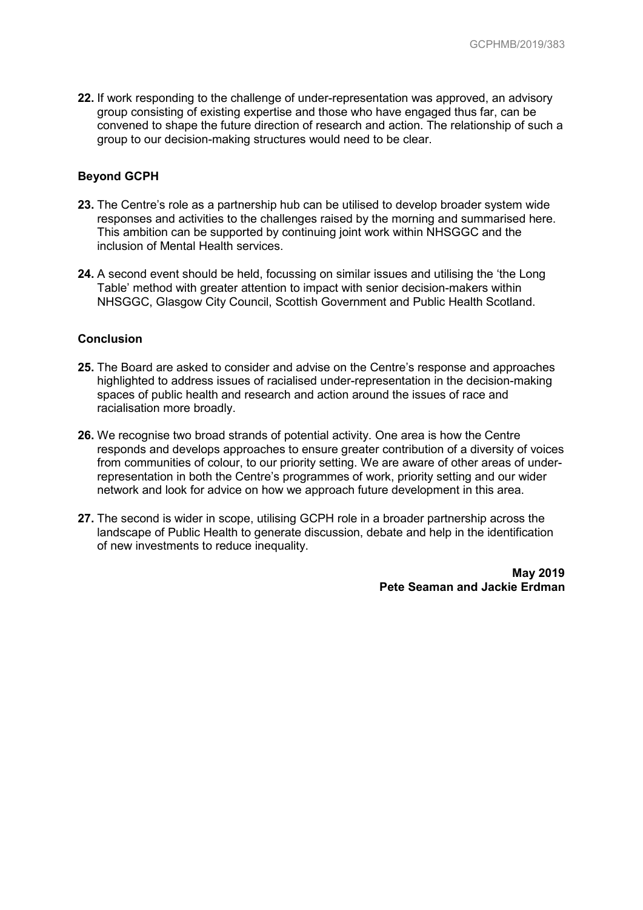**22.** If work responding to the challenge of under-representation was approved, an advisory group consisting of existing expertise and those who have engaged thus far, can be convened to shape the future direction of research and action. The relationship of such a group to our decision-making structures would need to be clear.

**Beyond GCPH**

**23.** The Centre's role as a partnership hub can be utilised to develop broader system wide responses and activities to the challenges raised by the morning and summarised here. This ambition can be supported by continuing joint work within NHSGGC and the inclusion of Mental Health services.

**24.** A second event should be held, focussing on similar issues and utilising the 'the Long Table' method with greater attention to impact with senior decision-makers within NHSGGC, Glasgow City Council, Scottish Government and Public Health Scotland.

**Conclusion**

**25.** The Board are asked to consider and advise on the Centre's response and approaches highlighted to address issues of racialised under-representation in the decision-making spaces of public health and research and action around the issues of race and racialisation more broadly.

**26.** We recognise two broad strands of potential activity. One area is how the Centre responds and develops approaches to ensure greater contribution of a diversity of voices from communities of colour, to our priority setting. We are aware of other areas of under-representation in both the Centre's programmes of work, priority setting and our wider network and look for advice on how we approach future development in this area.

**27.** The second is wider in scope, utilising GCPH role in a broader partnership across the landscape of Public Health to generate discussion, debate and help in the identification of new investments to reduce inequality.

**May 2019**
**Pete Seaman and Jackie Erdman**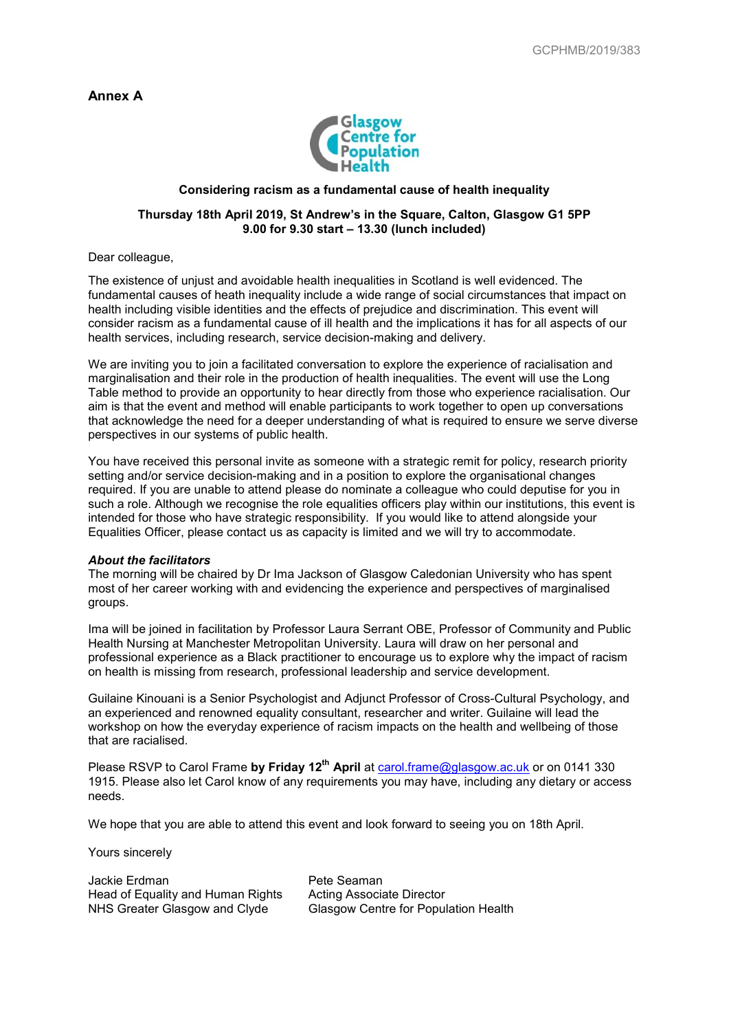GCPHMB/2019/383

**Annex A**

Glasgow Centre for Population Health

**Considering racism as a fundamental cause of health inequality**

**Thursday 18th April 2019, St Andrew's in the Square, Calton, Glasgow G1 5PP**
**9.00 for 9.30 start – 13.30 (lunch included)**

Dear colleague,

The existence of unjust and avoidable health inequalities in Scotland is well evidenced. The fundamental causes of heath inequality include a wide range of social circumstances that impact on health including visible identities and the effects of prejudice and discrimination. This event will consider racism as a fundamental cause of ill health and the implications it has for all aspects of our health services, including research, service decision-making and delivery.

We are inviting you to join a facilitated conversation to explore the experience of racialisation and marginalisation and their role in the production of health inequalities. The event will use the Long Table method to provide an opportunity to hear directly from those who experience racialisation. Our aim is that the event and method will enable participants to work together to open up conversations that acknowledge the need for a deeper understanding of what is required to ensure we serve diverse perspectives in our systems of public health.

You have received this personal invite as someone with a strategic remit for policy, research priority setting and/or service decision-making and in a position to explore the organisational changes required. If you are unable to attend please do nominate a colleague who could deputise for you in such a role. Although we recognise the role equalities officers play within our institutions, this event is intended for those who have strategic responsibility. If you would like to attend alongside your Equalities Officer, please contact us as capacity is limited and we will try to accommodate.

***About the facilitators***

The morning will be chaired by Dr Ima Jackson of Glasgow Caledonian University who has spent most of her career working with and evidencing the experience and perspectives of marginalised groups.

Ima will be joined in facilitation by Professor Laura Serrant OBE, Professor of Community and Public Health Nursing at Manchester Metropolitan University. Laura will draw on her personal and professional experience as a Black practitioner to encourage us to explore why the impact of racism on health is missing from research, professional leadership and service development.

Guilaine Kinouani is a Senior Psychologist and Adjunct Professor of Cross-Cultural Psychology, and an experienced and renowned equality consultant, researcher and writer. Guilaine will lead the workshop on how the everyday experience of racism impacts on the health and wellbeing of those that are racialised.

Please RSVP to Carol Frame **by Friday 12th April** at carol.frame@glasgow.ac.uk or on 0141 330 1915. Please also let Carol know of any requirements you may have, including any dietary or access needs.

We hope that you are able to attend this event and look forward to seeing you on 18th April.

Yours sincerely

Jackie Erdman
Head of Equality and Human Rights
NHS Greater Glasgow and Clyde

Pete Seaman
Acting Associate Director
Glasgow Centre for Population Health